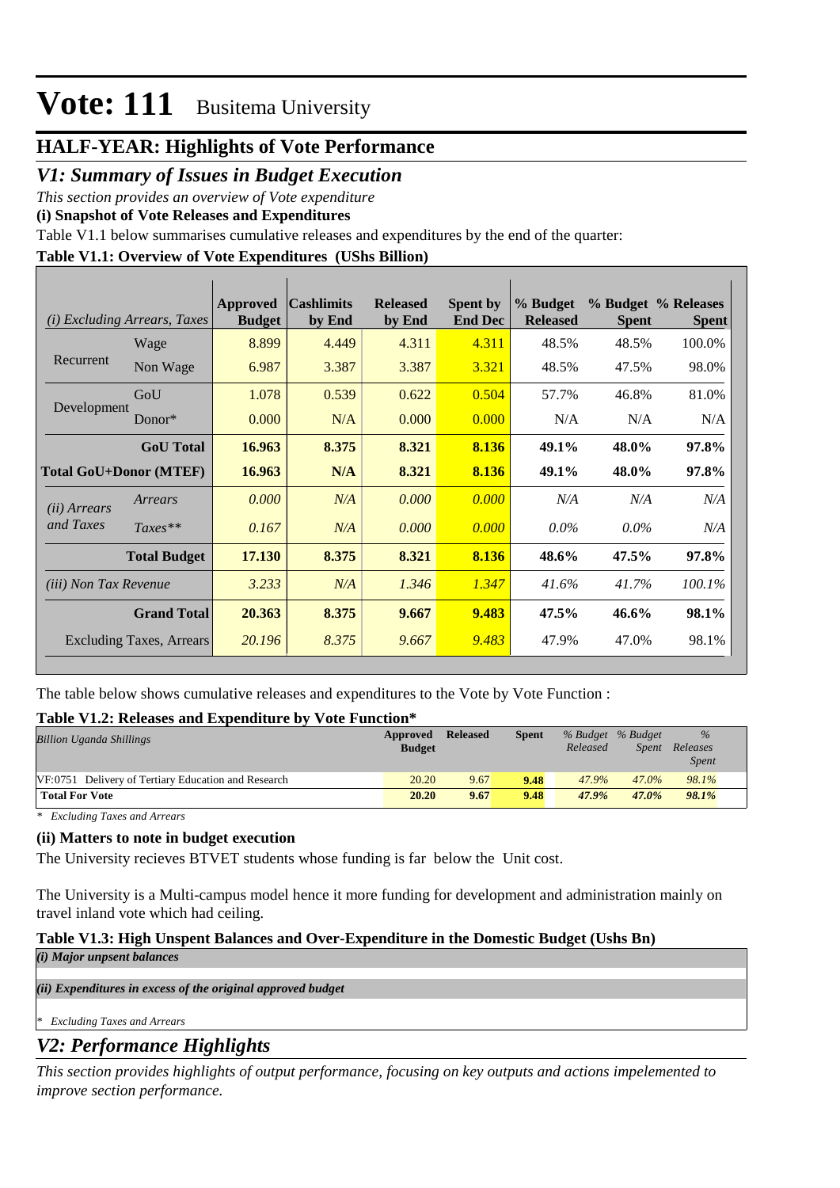# Vote: 111 Busitema University

## HALF-YEAR: Highlights of Vote Performance

## *V1: Summary of Issues in Budget Execution*

*This section provides an overview of Vote expenditure*

**(i) Snapshot of Vote Releases and Expenditures**

Table V1.1 below summarises cumulative releases and expenditures by the end of the quarter:

**Table V1.1: Overview of Vote Expenditures (UShs Billion)**

| *(i) Excluding Arrears, Taxes* | | Approved Budget | Cashlimits by End | Released by End | Spent by End Dec | % Budget Released | % Budget Spent | % Releases Spent |
|---|---|---|---|---|---|---|---|---|
| Recurrent | Wage | 8.899 | 4.449 | 4.311 | 4.311 | 48.5% | 48.5% | 100.0% |
| | Non Wage | 6.987 | 3.387 | 3.387 | 3.321 | 48.5% | 47.5% | 98.0% |
| Development | GoU | 1.078 | 0.539 | 0.622 | 0.504 | 57.7% | 46.8% | 81.0% |
| | Donor* | 0.000 | N/A | 0.000 | 0.000 | N/A | N/A | N/A |
| | **GoU Total** | **16.963** | **8.375** | **8.321** | **8.136** | **49.1%** | **48.0%** | **97.8%** |
| **Total GoU+Donor (MTEF)** | | **16.963** | **N/A** | **8.321** | **8.136** | **49.1%** | **48.0%** | **97.8%** |
| *(ii) Arrears and Taxes* | *Arrears* | *0.000* | *N/A* | *0.000* | *0.000* | *N/A* | *N/A* | *N/A* |
| | *Taxes*** | *0.167* | *N/A* | *0.000* | *0.000* | *0.0%* | *0.0%* | *N/A* |
| | **Total Budget** | **17.130** | **8.375** | **8.321** | **8.136** | **48.6%** | **47.5%** | **97.8%** |
| *(iii) Non Tax Revenue* | | *3.233* | *N/A* | *1.346* | *1.347* | *41.6%* | *41.7%* | *100.1%* |
| | **Grand Total** | **20.363** | **8.375** | **9.667** | **9.483** | **47.5%** | **46.6%** | **98.1%** |
| Excluding Taxes, Arrears | | *20.196* | *8.375* | *9.667* | *9.483* | 47.9% | 47.0% | 98.1% |

The table below shows cumulative releases and expenditures to the Vote by Vote Function :

**Table V1.2: Releases and Expenditure by Vote Function***

| *Billion Uganda Shillings* | Approved Budget | Released | Spent | *% Budget Released* | *% Budget Spent* | *% Releases Spent* |
|---|---|---|---|---|---|---|
| VF:0751 Delivery of Tertiary Education and Research | 20.20 | 9.67 | 9.48 | 47.9% | 47.0% | 98.1% |
| **Total For Vote** | **20.20** | **9.67** | **9.48** | ***47.9%*** | ***47.0%*** | ***98.1%*** |

\* *Excluding Taxes and Arrears*

**(ii) Matters to note in budget execution**

The University recieves BTVET students whose funding is far below the Unit cost.

The University is a Multi-campus model hence it more funding for development and administration mainly on travel inland vote which had ceiling.

**Table V1.3: High Unspent Balances and Over-Expenditure in the Domestic Budget (Ushs Bn)**

***(i) Major unpsent balances***

***(ii) Expenditures in excess of the original approved budget***

\* *Excluding Taxes and Arrears*

## *V2: Performance Highlights*

*This section provides highlights of output performance, focusing on key outputs and actions impelemented to improve section performance.*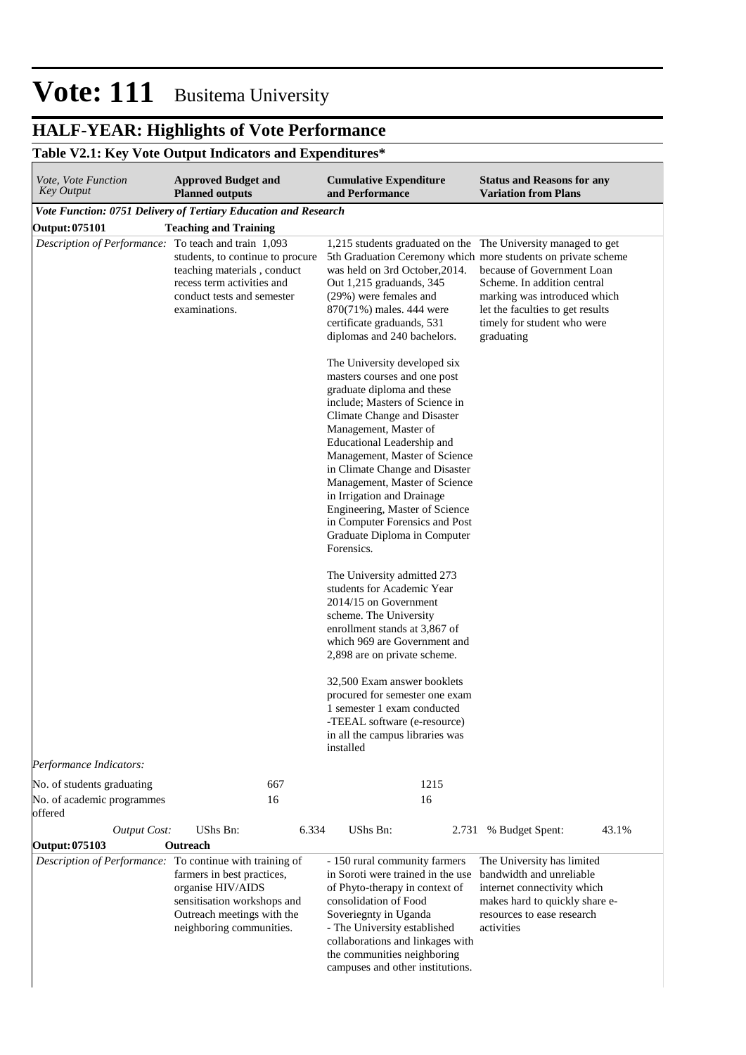# Vote: 111 Busitema University

## HALF-YEAR: Highlights of Vote Performance

### Table V2.1: Key Vote Output Indicators and Expenditures*

| *Vote, Vote Function Key Output* | **Approved Budget and Planned outputs** | **Cumulative Expenditure and Performance** | **Status and Reasons for any Variation from Plans** |
|---|---|---|---|
| ***Vote Function: 0751 Delivery of Tertiary Education and Research*** | | | |
| **Output: 075101** | **Teaching and Training** | | |
| *Description of Performance:* | To teach and train 1,093 students, to continue to procure teaching materials , conduct recess term activities and conduct tests and semester examinations. | 1,215 students graduated on the 5th Graduation Ceremony which was held on 3rd October,2014. Out 1,215 graduands, 345 (29%) were females and 870(71%) males. 444 were certificate graduands, 531 diplomas and 240 bachelors.<br><br>The University developed six masters courses and one post graduate diploma and these include; Masters of Science in Climate Change and Disaster Management, Master of Educational Leadership and Management, Master of Science in Climate Change and Disaster Management, Master of Science in Irrigation and Drainage Engineering, Master of Science in Computer Forensics and Post Graduate Diploma in Computer Forensics.<br><br>The University admitted 273 students for Academic Year 2014/15 on Government scheme. The University enrollment stands at 3,867 of which 969 are Government and 2,898 are on private scheme.<br><br>32,500 Exam answer booklets procured for semester one exam 1 semester 1 exam conducted -TEEAL software (e-resource) in all the campus libraries was installed | The University managed to get more students on private scheme because of Government Loan Scheme. In addition central marking was introduced which let the faculties to get results timely for student who were graduating |
| *Performance Indicators:* | | | |
| No. of students graduating | 667 | 1215 | |
| No. of academic programmes offered | 16 | 16 | |
| *Output Cost:* | UShs Bn: 6.334 | UShs Bn: 2.731 | % Budget Spent: 43.1% |
| **Output: 075103** | **Outreach** | | |
| *Description of Performance:* | To continue with training of farmers in best practices, organise HIV/AIDS sensitisation workshops and Outreach meetings with the neighboring communities. | - 150 rural community farmers in Soroti were trained in the use of Phyto-therapy in context of consolidation of Food Soveriegnty in Uganda<br>- The University established collaborations and linkages with the communities neighboring campuses and other institutions. | The University has limited bandwidth and unreliable internet connectivity which makes hard to quickly share e-resources to ease research activities |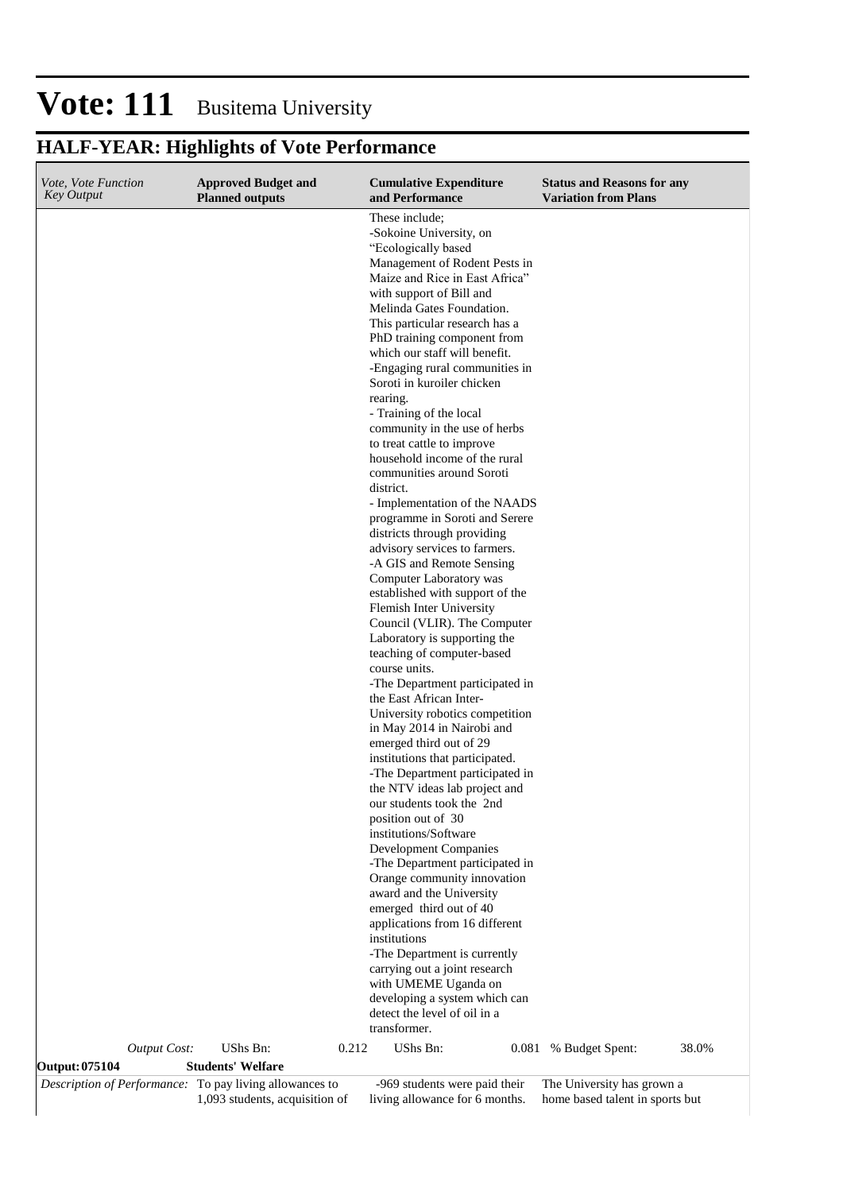# Vote: 111 Busitema University

## HALF-YEAR: Highlights of Vote Performance

| *Vote, Vote Function Key Output* | **Approved Budget and Planned outputs** | **Cumulative Expenditure and Performance** | **Status and Reasons for any Variation from Plans** |
|---|---|---|---|
| | | These include;<br>-Sokoine University, on "Ecologically based Management of Rodent Pests in Maize and Rice in East Africa" with support of Bill and Melinda Gates Foundation. This particular research has a PhD training component from which our staff will benefit.<br>-Engaging rural communities in Soroti in kuroiler chicken rearing.<br>- Training of the local community in the use of herbs to treat cattle to improve household income of the rural communities around Soroti district.<br>- Implementation of the NAADS programme in Soroti and Serere districts through providing advisory services to farmers.<br>-A GIS and Remote Sensing Computer Laboratory was established with support of the Flemish Inter University Council (VLIR). The Computer Laboratory is supporting the teaching of computer-based course units.<br>-The Department participated in the East African Inter-University robotics competition in May 2014 in Nairobi and emerged third out of 29 institutions that participated.<br>-The Department participated in the NTV ideas lab project and our students took the 2nd position out of 30 institutions/Software Development Companies<br>-The Department participated in Orange community innovation award and the University emerged third out of 40 applications from 16 different institutions<br>-The Department is currently carrying out a joint research with UMEME Uganda on developing a system which can detect the level of oil in a transformer. | |
| *Output Cost:* | UShs Bn: 0.212 | UShs Bn: 0.081 | % Budget Spent: 38.0% |
| **Output: 075104** | **Students' Welfare** | | |
| *Description of Performance:* | To pay living allowances to 1,093 students, acquisition of | -969 students were paid their living allowance for 6 months. | The University has grown a home based talent in sports but |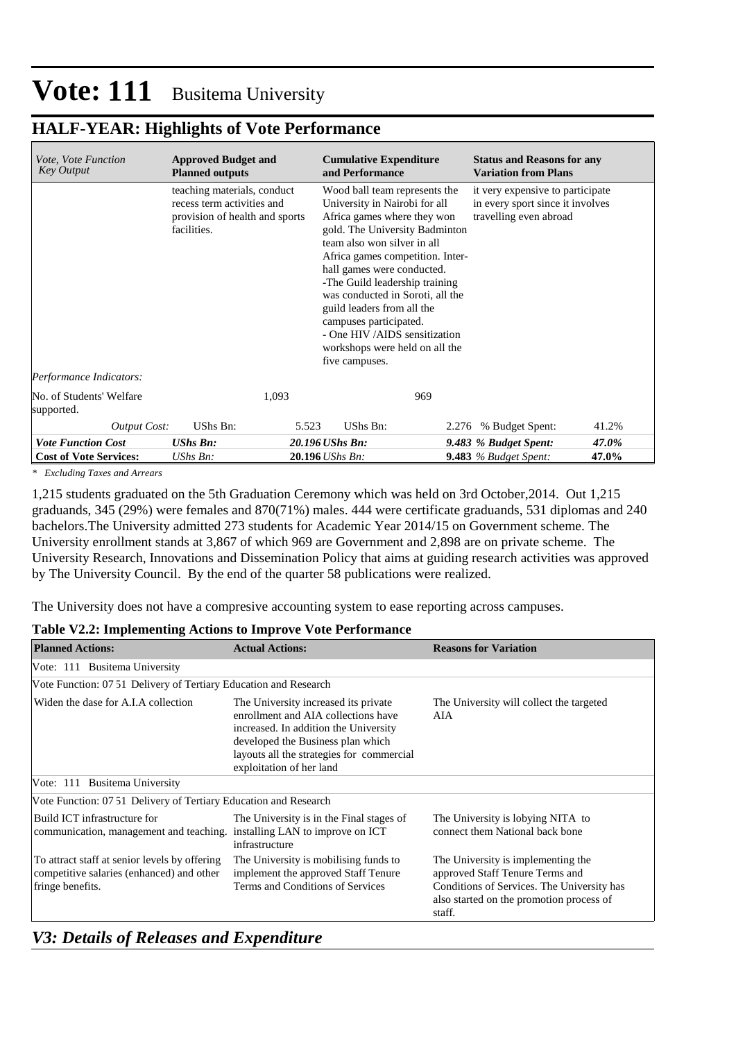# Vote: 111 Busitema University

## HALF-YEAR: Highlights of Vote Performance

| *Vote, Vote Function Key Output* | **Approved Budget and Planned outputs** | | **Cumulative Expenditure and Performance** | | **Status and Reasons for any Variation from Plans** | |
|---|---|---|---|---|---|---|
| | teaching materials, conduct recess term activities and provision of health and sports facilities. | | Wood ball team represents the University in Nairobi for all Africa games where they won gold. The University Badminton team also won silver in all Africa games competition. Inter-hall games were conducted.<br>-The Guild leadership training was conducted in Soroti, all the guild leaders from all the campuses participated.<br>- One HIV /AIDS sensitization workshops were held on all the five campuses. | | it very expensive to participate in every sport since it involves travelling even abroad | |
| *Performance Indicators:* | | | | | | |
| No. of Students' Welfare supported. | | 1,093 | | 969 | | |
| *Output Cost:* | UShs Bn: | 5.523 | UShs Bn: | 2.276 | % Budget Spent: | 41.2% |
| ***Vote Function Cost*** | ***UShs Bn:*** | ***20.196*** | ***UShs Bn:*** | ***9.483*** | ***% Budget Spent:*** | ***47.0%*** |
| **Cost of Vote Services:** | *UShs Bn:* | **20.196** | *UShs Bn:* | **9.483** | *% Budget Spent:* | **47.0%** |

*\* Excluding Taxes and Arrears*

1,215 students graduated on the 5th Graduation Ceremony which was held on 3rd October,2014. Out 1,215 graduands, 345 (29%) were females and 870(71%) males. 444 were certificate graduands, 531 diplomas and 240 bachelors.The University admitted 273 students for Academic Year 2014/15 on Government scheme. The University enrollment stands at 3,867 of which 969 are Government and 2,898 are on private scheme. The University Research, Innovations and Dissemination Policy that aims at guiding research activities was approved by The University Council. By the end of the quarter 58 publications were realized.

The University does not have a compresive accounting system to ease reporting across campuses.

**Table V2.2: Implementing Actions to Improve Vote Performance**

| **Planned Actions:** | **Actual Actions:** | **Reasons for Variation** |
|---|---|---|
| Vote: 111 Busitema University | | |
| Vote Function: 07 51 Delivery of Tertiary Education and Research | | |
| Widen the dase for A.I.A collection | The University increased its private enrollment and AIA collections have increased. In addition the University developed the Business plan which layouts all the strategies for commercial exploitation of her land | The University will collect the targeted AIA |
| Vote: 111 Busitema University | | |
| Vote Function: 07 51 Delivery of Tertiary Education and Research | | |
| Build ICT infrastructure for communication, management and teaching. | The University is in the Final stages of installing LAN to improve on ICT infrastructure | The University is lobying NITA to connect them National back bone |
| To attract staff at senior levels by offering competitive salaries (enhanced) and other fringe benefits. | The University is mobilising funds to implement the approved Staff Tenure Terms and Conditions of Services | The University is implementing the approved Staff Tenure Terms and Conditions of Services. The University has also started on the promotion process of staff. |

## *V3: Details of Releases and Expenditure*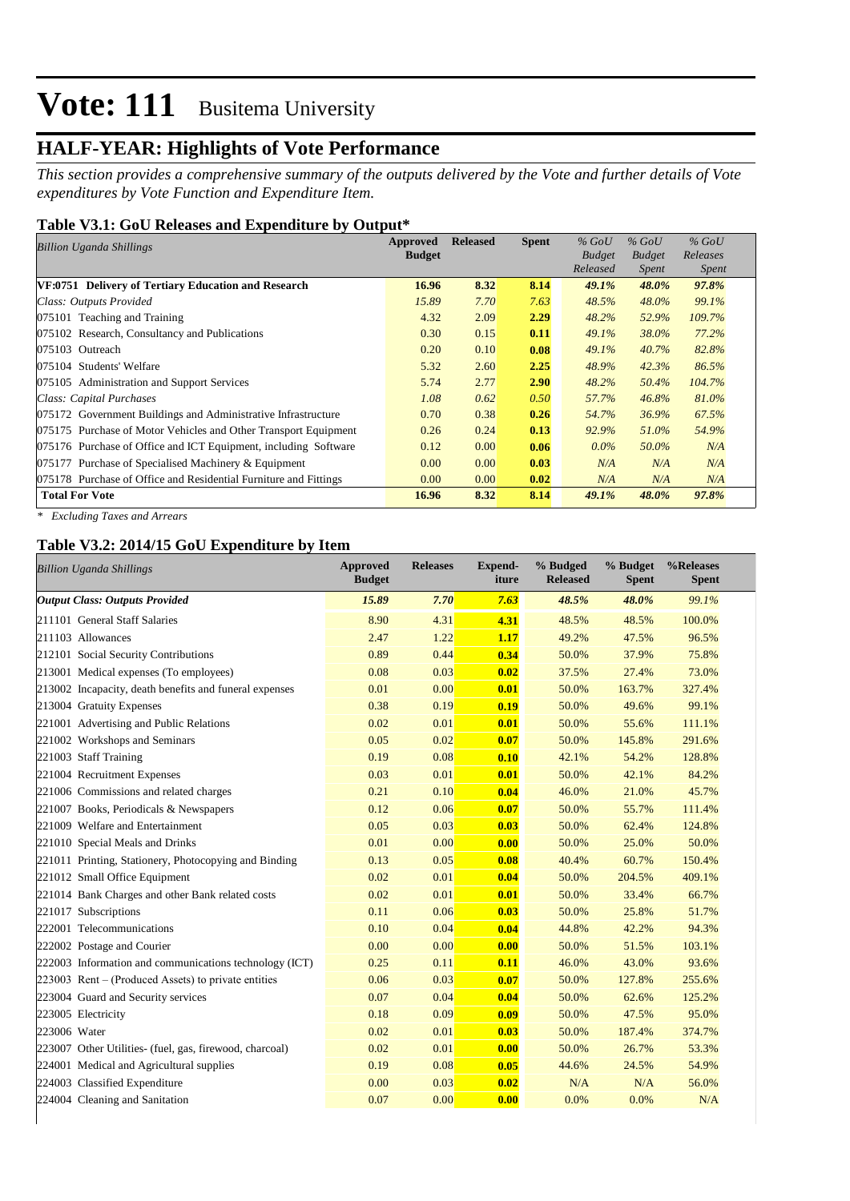# Vote: 111 Busitema University

## HALF-YEAR: Highlights of Vote Performance

*This section provides a comprehensive summary of the outputs delivered by the Vote and further details of Vote expenditures by Vote Function and Expenditure Item.*

### Table V3.1: GoU Releases and Expenditure by Output*

| *Billion Uganda Shillings* | Approved Budget | Released | Spent | *% GoU Budget Released* | *% GoU Budget Spent* | *% GoU Releases Spent* |
|---|---|---|---|---|---|---|
| **VF:0751 Delivery of Tertiary Education and Research** | **16.96** | **8.32** | **8.14** | ***49.1%*** | ***48.0%*** | ***97.8%*** |
| *Class: Outputs Provided* | *15.89* | *7.70* | *7.63* | *48.5%* | *48.0%* | *99.1%* |
| 075101 Teaching and Training | 4.32 | 2.09 | **2.29** | *48.2%* | *52.9%* | *109.7%* |
| 075102 Research, Consultancy and Publications | 0.30 | 0.15 | **0.11** | *49.1%* | *38.0%* | *77.2%* |
| 075103 Outreach | 0.20 | 0.10 | **0.08** | *49.1%* | *40.7%* | *82.8%* |
| 075104 Students' Welfare | 5.32 | 2.60 | **2.25** | *48.9%* | *42.3%* | *86.5%* |
| 075105 Administration and Support Services | 5.74 | 2.77 | **2.90** | *48.2%* | *50.4%* | *104.7%* |
| *Class: Capital Purchases* | *1.08* | *0.62* | *0.50* | *57.7%* | *46.8%* | *81.0%* |
| 075172 Government Buildings and Administrative Infrastructure | 0.70 | 0.38 | **0.26** | *54.7%* | *36.9%* | *67.5%* |
| 075175 Purchase of Motor Vehicles and Other Transport Equipment | 0.26 | 0.24 | **0.13** | *92.9%* | *51.0%* | *54.9%* |
| 075176 Purchase of Office and ICT Equipment, including Software | 0.12 | 0.00 | **0.06** | *0.0%* | *50.0%* | *N/A* |
| 075177 Purchase of Specialised Machinery & Equipment | 0.00 | 0.00 | **0.03** | *N/A* | *N/A* | *N/A* |
| 075178 Purchase of Office and Residential Furniture and Fittings | 0.00 | 0.00 | **0.02** | *N/A* | *N/A* | *N/A* |
| **Total For Vote** | **16.96** | **8.32** | **8.14** | ***49.1%*** | ***48.0%*** | ***97.8%*** |

*\* Excluding Taxes and Arrears*

### Table V3.2: 2014/15 GoU Expenditure by Item

| *Billion Uganda Shillings* | Approved Budget | Releases | Expend-iture | % Budged Released | % Budget Spent | %Releases Spent |
|---|---|---|---|---|---|---|
| ***Output Class: Outputs Provided*** | ***15.89*** | ***7.70*** | ***7.63*** | ***48.5%*** | ***48.0%*** | *99.1%* |
| 211101 General Staff Salaries | 8.90 | 4.31 | **4.31** | 48.5% | 48.5% | 100.0% |
| 211103 Allowances | 2.47 | 1.22 | **1.17** | 49.2% | 47.5% | 96.5% |
| 212101 Social Security Contributions | 0.89 | 0.44 | **0.34** | 50.0% | 37.9% | 75.8% |
| 213001 Medical expenses (To employees) | 0.08 | 0.03 | **0.02** | 37.5% | 27.4% | 73.0% |
| 213002 Incapacity, death benefits and funeral expenses | 0.01 | 0.00 | **0.01** | 50.0% | 163.7% | 327.4% |
| 213004 Gratuity Expenses | 0.38 | 0.19 | **0.19** | 50.0% | 49.6% | 99.1% |
| 221001 Advertising and Public Relations | 0.02 | 0.01 | **0.01** | 50.0% | 55.6% | 111.1% |
| 221002 Workshops and Seminars | 0.05 | 0.02 | **0.07** | 50.0% | 145.8% | 291.6% |
| 221003 Staff Training | 0.19 | 0.08 | **0.10** | 42.1% | 54.2% | 128.8% |
| 221004 Recruitment Expenses | 0.03 | 0.01 | **0.01** | 50.0% | 42.1% | 84.2% |
| 221006 Commissions and related charges | 0.21 | 0.10 | **0.04** | 46.0% | 21.0% | 45.7% |
| 221007 Books, Periodicals & Newspapers | 0.12 | 0.06 | **0.07** | 50.0% | 55.7% | 111.4% |
| 221009 Welfare and Entertainment | 0.05 | 0.03 | **0.03** | 50.0% | 62.4% | 124.8% |
| 221010 Special Meals and Drinks | 0.01 | 0.00 | **0.00** | 50.0% | 25.0% | 50.0% |
| 221011 Printing, Stationery, Photocopying and Binding | 0.13 | 0.05 | **0.08** | 40.4% | 60.7% | 150.4% |
| 221012 Small Office Equipment | 0.02 | 0.01 | **0.04** | 50.0% | 204.5% | 409.1% |
| 221014 Bank Charges and other Bank related costs | 0.02 | 0.01 | **0.01** | 50.0% | 33.4% | 66.7% |
| 221017 Subscriptions | 0.11 | 0.06 | **0.03** | 50.0% | 25.8% | 51.7% |
| 222001 Telecommunications | 0.10 | 0.04 | **0.04** | 44.8% | 42.2% | 94.3% |
| 222002 Postage and Courier | 0.00 | 0.00 | **0.00** | 50.0% | 51.5% | 103.1% |
| 222003 Information and communications technology (ICT) | 0.25 | 0.11 | **0.11** | 46.0% | 43.0% | 93.6% |
| 223003 Rent – (Produced Assets) to private entities | 0.06 | 0.03 | **0.07** | 50.0% | 127.8% | 255.6% |
| 223004 Guard and Security services | 0.07 | 0.04 | **0.04** | 50.0% | 62.6% | 125.2% |
| 223005 Electricity | 0.18 | 0.09 | **0.09** | 50.0% | 47.5% | 95.0% |
| 223006 Water | 0.02 | 0.01 | **0.03** | 50.0% | 187.4% | 374.7% |
| 223007 Other Utilities- (fuel, gas, firewood, charcoal) | 0.02 | 0.01 | **0.00** | 50.0% | 26.7% | 53.3% |
| 224001 Medical and Agricultural supplies | 0.19 | 0.08 | **0.05** | 44.6% | 24.5% | 54.9% |
| 224003 Classified Expenditure | 0.00 | 0.03 | **0.02** | N/A | N/A | 56.0% |
| 224004 Cleaning and Sanitation | 0.07 | 0.00 | **0.00** | 0.0% | 0.0% | N/A |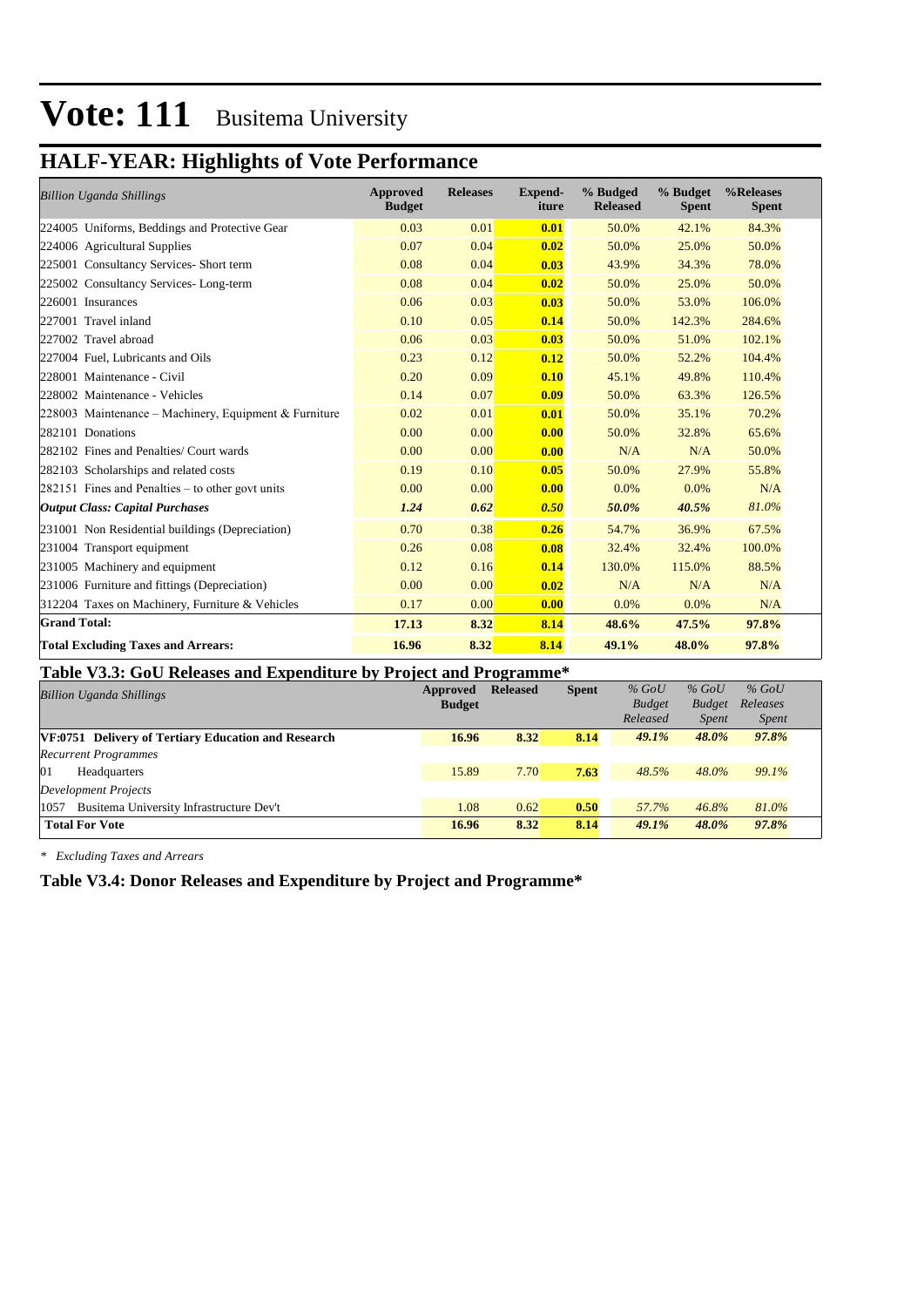# Vote: 111 Busitema University

## HALF-YEAR: Highlights of Vote Performance

| *Billion Uganda Shillings* | Approved Budget | Releases | Expend-iture | % Budged Released | % Budget Spent | %Releases Spent |
|---|---|---|---|---|---|---|
| 224005 Uniforms, Beddings and Protective Gear | 0.03 | 0.01 | **0.01** | 50.0% | 42.1% | 84.3% |
| 224006 Agricultural Supplies | 0.07 | 0.04 | **0.02** | 50.0% | 25.0% | 50.0% |
| 225001 Consultancy Services- Short term | 0.08 | 0.04 | **0.03** | 43.9% | 34.3% | 78.0% |
| 225002 Consultancy Services- Long-term | 0.08 | 0.04 | **0.02** | 50.0% | 25.0% | 50.0% |
| 226001 Insurances | 0.06 | 0.03 | **0.03** | 50.0% | 53.0% | 106.0% |
| 227001 Travel inland | 0.10 | 0.05 | **0.14** | 50.0% | 142.3% | 284.6% |
| 227002 Travel abroad | 0.06 | 0.03 | **0.03** | 50.0% | 51.0% | 102.1% |
| 227004 Fuel, Lubricants and Oils | 0.23 | 0.12 | **0.12** | 50.0% | 52.2% | 104.4% |
| 228001 Maintenance - Civil | 0.20 | 0.09 | **0.10** | 45.1% | 49.8% | 110.4% |
| 228002 Maintenance - Vehicles | 0.14 | 0.07 | **0.09** | 50.0% | 63.3% | 126.5% |
| 228003 Maintenance – Machinery, Equipment & Furniture | 0.02 | 0.01 | **0.01** | 50.0% | 35.1% | 70.2% |
| 282101 Donations | 0.00 | 0.00 | **0.00** | 50.0% | 32.8% | 65.6% |
| 282102 Fines and Penalties/ Court wards | 0.00 | 0.00 | **0.00** | N/A | N/A | 50.0% |
| 282103 Scholarships and related costs | 0.19 | 0.10 | **0.05** | 50.0% | 27.9% | 55.8% |
| 282151 Fines and Penalties – to other govt units | 0.00 | 0.00 | **0.00** | 0.0% | 0.0% | N/A |
| ***Output Class: Capital Purchases*** | ***1.24*** | ***0.62*** | ***0.50*** | ***50.0%*** | ***40.5%*** | *81.0%* |
| 231001 Non Residential buildings (Depreciation) | 0.70 | 0.38 | **0.26** | 54.7% | 36.9% | 67.5% |
| 231004 Transport equipment | 0.26 | 0.08 | **0.08** | 32.4% | 32.4% | 100.0% |
| 231005 Machinery and equipment | 0.12 | 0.16 | **0.14** | 130.0% | 115.0% | 88.5% |
| 231006 Furniture and fittings (Depreciation) | 0.00 | 0.00 | **0.02** | N/A | N/A | N/A |
| 312204 Taxes on Machinery, Furniture & Vehicles | 0.17 | 0.00 | **0.00** | 0.0% | 0.0% | N/A |
| **Grand Total:** | **17.13** | **8.32** | **8.14** | **48.6%** | **47.5%** | **97.8%** |
| **Total Excluding Taxes and Arrears:** | **16.96** | **8.32** | **8.14** | **49.1%** | **48.0%** | **97.8%** |

### Table V3.3: GoU Releases and Expenditure by Project and Programme*

| *Billion Uganda Shillings* | Approved Budget | Released | Spent | *% GoU Budget Released* | *% GoU Budget Spent* | *% GoU Releases Spent* |
|---|---|---|---|---|---|---|
| **VF:0751 Delivery of Tertiary Education and Research** | **16.96** | **8.32** | **8.14** | ***49.1%*** | ***48.0%*** | ***97.8%*** |
| *Recurrent Programmes* | | | | | | |
| 01 Headquarters | 15.89 | 7.70 | **7.63** | *48.5%* | *48.0%* | *99.1%* |
| *Development Projects* | | | | | | |
| 1057 Busitema University Infrastructure Dev't | 1.08 | 0.62 | **0.50** | *57.7%* | *46.8%* | *81.0%* |
| **Total For Vote** | **16.96** | **8.32** | **8.14** | ***49.1%*** | ***48.0%*** | ***97.8%*** |

*\* Excluding Taxes and Arrears*

### Table V3.4: Donor Releases and Expenditure by Project and Programme*